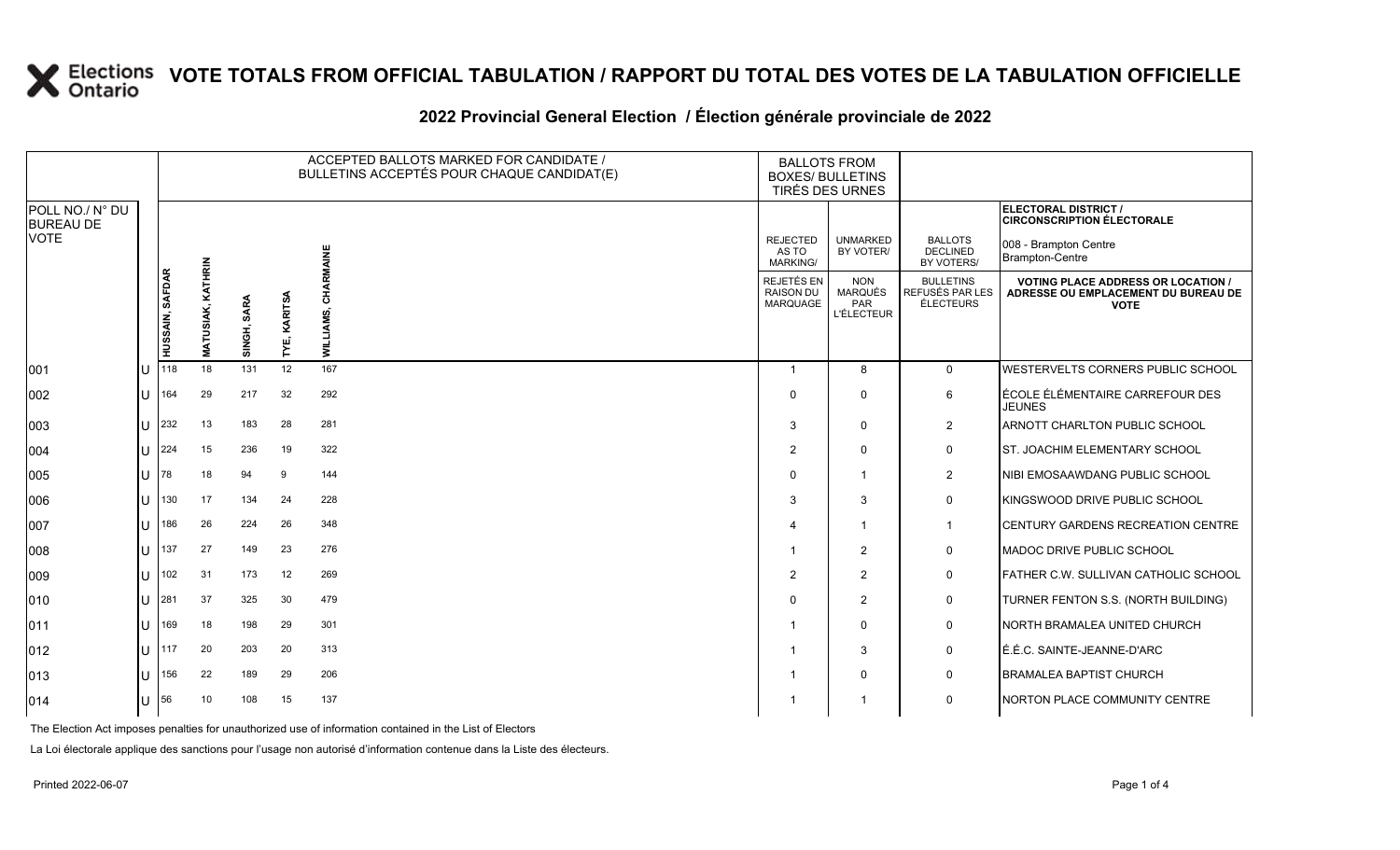# VOTE TOTALS FROM OFFICIAL TABULATION / RAPPORT DU TOTAL DES VOTES DE LA TABULATION OFFICIELLE

## 2022 Provincial General Election / Élection générale provinciale de 2022

| POLL NO./ N° DU BUREAU DE VOTE | | ACCEPTED BALLOTS MARKED FOR CANDIDATE / BULLETINS ACCEPTÉS POUR CHAQUE CANDIDAT(E) | | | | | BALLOTS FROM BOXES/ BULLETINS TIRÉS DES URNES | | | ELECTORAL DISTRICT / CIRCONSCRIPTION ÉLECTORALE 008 - Brampton Centre Brampton-Centre |
|---|---|---|---|---|---|---|---|---|---|---|
| | | HUSSAIN, SAFDAR | MATUSIAK, KATHRIN | SINGH, SARA | TYE, KARITSA | WILLIAMS, CHARMAINE | REJECTED AS TO MARKING/ REJETÉS EN RAISON DU MARQUAGE | UNMARKED BY VOTER/ NON MARQUÉS PAR L'ÉLECTEUR | BALLOTS DECLINED BY VOTERS/ BULLETINS REFUSÉS PAR LES ÉLECTEURS | VOTING PLACE ADDRESS OR LOCATION / ADRESSE OU EMPLACEMENT DU BUREAU DE VOTE |
| 001 | U | 118 | 18 | 131 | 12 | 167 | 1 | 8 | 0 | WESTERVELTS CORNERS PUBLIC SCHOOL |
| 002 | U | 164 | 29 | 217 | 32 | 292 | 0 | 0 | 6 | ÉCOLE ÉLÉMENTAIRE CARREFOUR DES JEUNES |
| 003 | U | 232 | 13 | 183 | 28 | 281 | 3 | 0 | 2 | ARNOTT CHARLTON PUBLIC SCHOOL |
| 004 | U | 224 | 15 | 236 | 19 | 322 | 2 | 0 | 0 | ST. JOACHIM ELEMENTARY SCHOOL |
| 005 | U | 78 | 18 | 94 | 9 | 144 | 0 | 1 | 2 | NIBI EMOSAAWDANG PUBLIC SCHOOL |
| 006 | U | 130 | 17 | 134 | 24 | 228 | 3 | 3 | 0 | KINGSWOOD DRIVE PUBLIC SCHOOL |
| 007 | U | 186 | 26 | 224 | 26 | 348 | 4 | 1 | 1 | CENTURY GARDENS RECREATION CENTRE |
| 008 | U | 137 | 27 | 149 | 23 | 276 | 1 | 2 | 0 | MADOC DRIVE PUBLIC SCHOOL |
| 009 | U | 102 | 31 | 173 | 12 | 269 | 2 | 2 | 0 | FATHER C.W. SULLIVAN CATHOLIC SCHOOL |
| 010 | U | 281 | 37 | 325 | 30 | 479 | 0 | 2 | 0 | TURNER FENTON S.S. (NORTH BUILDING) |
| 011 | U | 169 | 18 | 198 | 29 | 301 | 1 | 0 | 0 | NORTH BRAMALEA UNITED CHURCH |
| 012 | U | 117 | 20 | 203 | 20 | 313 | 1 | 3 | 0 | É.É.C. SAINTE-JEANNE-D'ARC |
| 013 | U | 156 | 22 | 189 | 29 | 206 | 1 | 0 | 0 | BRAMALEA BAPTIST CHURCH |
| 014 | U | 56 | 10 | 108 | 15 | 137 | 1 | 1 | 0 | NORTON PLACE COMMUNITY CENTRE |

The Election Act imposes penalties for unauthorized use of information contained in the List of Electors

La Loi électorale applique des sanctions pour l'usage non autorisé d'information contenue dans la Liste des électeurs.

Printed 2022-06-07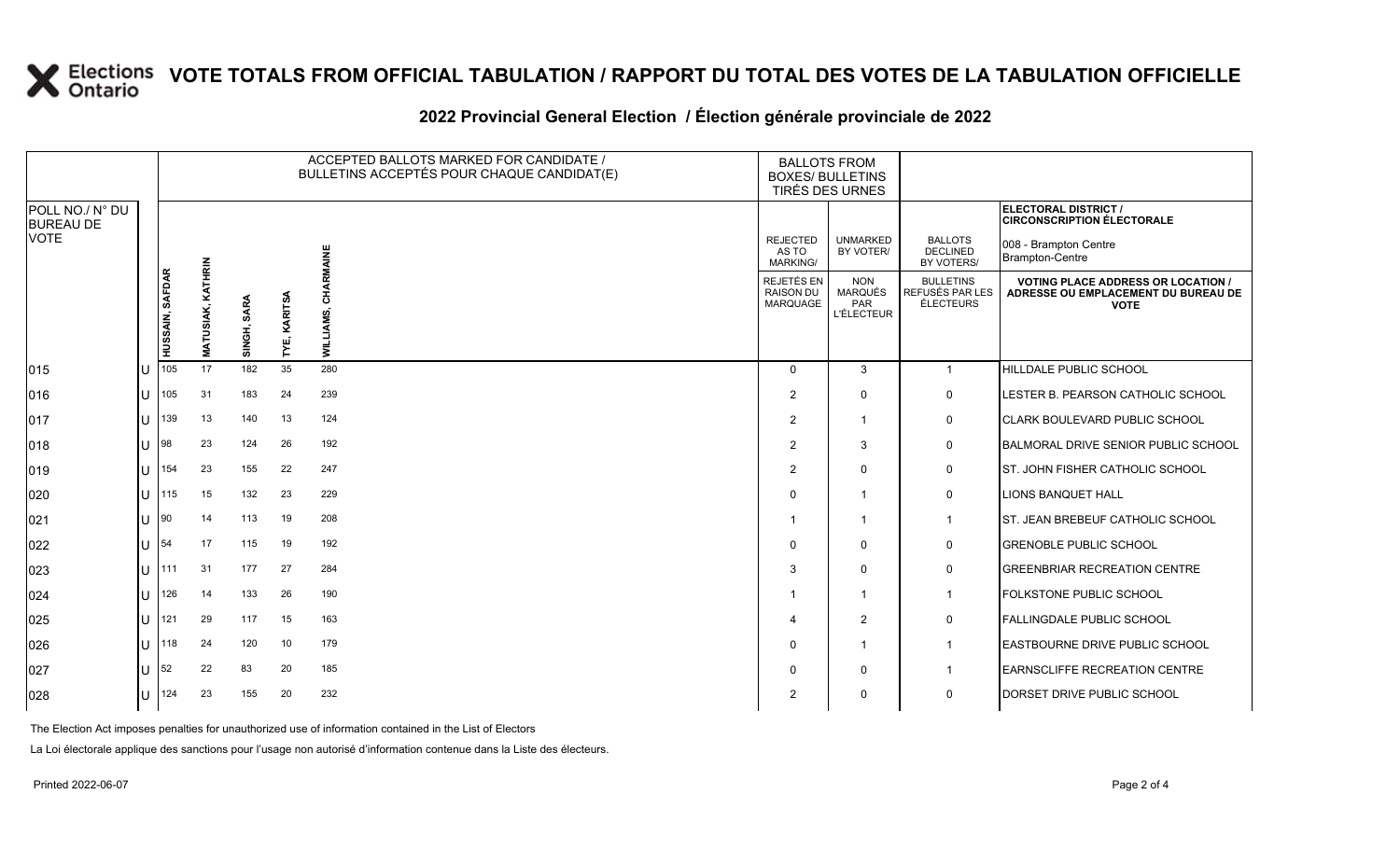# VOTE TOTALS FROM OFFICIAL TABULATION / RAPPORT DU TOTAL DES VOTES DE LA TABULATION OFFICIELLE

## 2022 Provincial General Election / Élection générale provinciale de 2022

| POLL NO./ N° DU BUREAU DE VOTE | | ACCEPTED BALLOTS MARKED FOR CANDIDATE / BULLETINS ACCEPTÉS POUR CHAQUE CANDIDAT(E) | | | | | BALLOTS FROM BOXES/ BULLETINS TIRÉS DES URNES | | | ELECTORAL DISTRICT / CIRCONSCRIPTION ÉLECTORALE: 008 - Brampton Centre / Brampton-Centre |
|---|---|---|---|---|---|---|---|---|---|---|
| | | HUSSAIN, SAFDAR | MATUSIAK, KATHRIN | SINGH, SARA | TYE, KARITSA | WILLIAMS, CHARMAINE | REJECTED AS TO MARKING/ REJETÉS EN RAISON DU MARQUAGE | UNMARKED BY VOTER/ NON MARQUÉS PAR L'ÉLECTEUR | BALLOTS DECLINED BY VOTERS/ BULLETINS REFUSÉS PAR LES ÉLECTEURS | VOTING PLACE ADDRESS OR LOCATION / ADRESSE OU EMPLACEMENT DU BUREAU DE VOTE |
| 015 | U | 105 | 17 | 182 | 35 | 280 | 0 | 3 | 1 | HILLDALE PUBLIC SCHOOL |
| 016 | U | 105 | 31 | 183 | 24 | 239 | 2 | 0 | 0 | LESTER B. PEARSON CATHOLIC SCHOOL |
| 017 | U | 139 | 13 | 140 | 13 | 124 | 2 | 1 | 0 | CLARK BOULEVARD PUBLIC SCHOOL |
| 018 | U | 98 | 23 | 124 | 26 | 192 | 2 | 3 | 0 | BALMORAL DRIVE SENIOR PUBLIC SCHOOL |
| 019 | U | 154 | 23 | 155 | 22 | 247 | 2 | 0 | 0 | ST. JOHN FISHER CATHOLIC SCHOOL |
| 020 | U | 115 | 15 | 132 | 23 | 229 | 0 | 1 | 0 | LIONS BANQUET HALL |
| 021 | U | 90 | 14 | 113 | 19 | 208 | 1 | 1 | 1 | ST. JEAN BREBEUF CATHOLIC SCHOOL |
| 022 | U | 54 | 17 | 115 | 19 | 192 | 0 | 0 | 0 | GRENOBLE PUBLIC SCHOOL |
| 023 | U | 111 | 31 | 177 | 27 | 284 | 3 | 0 | 0 | GREENBRIAR RECREATION CENTRE |
| 024 | U | 126 | 14 | 133 | 26 | 190 | 1 | 1 | 1 | FOLKSTONE PUBLIC SCHOOL |
| 025 | U | 121 | 29 | 117 | 15 | 163 | 4 | 2 | 0 | FALLINGDALE PUBLIC SCHOOL |
| 026 | U | 118 | 24 | 120 | 10 | 179 | 0 | 1 | 1 | EASTBOURNE DRIVE PUBLIC SCHOOL |
| 027 | U | 52 | 22 | 83 | 20 | 185 | 0 | 0 | 1 | EARNSCLIFFE RECREATION CENTRE |
| 028 | U | 124 | 23 | 155 | 20 | 232 | 2 | 0 | 0 | DORSET DRIVE PUBLIC SCHOOL |

The Election Act imposes penalties for unauthorized use of information contained in the List of Electors

La Loi électorale applique des sanctions pour l'usage non autorisé d'information contenue dans la Liste des électeurs.

Printed 2022-06-07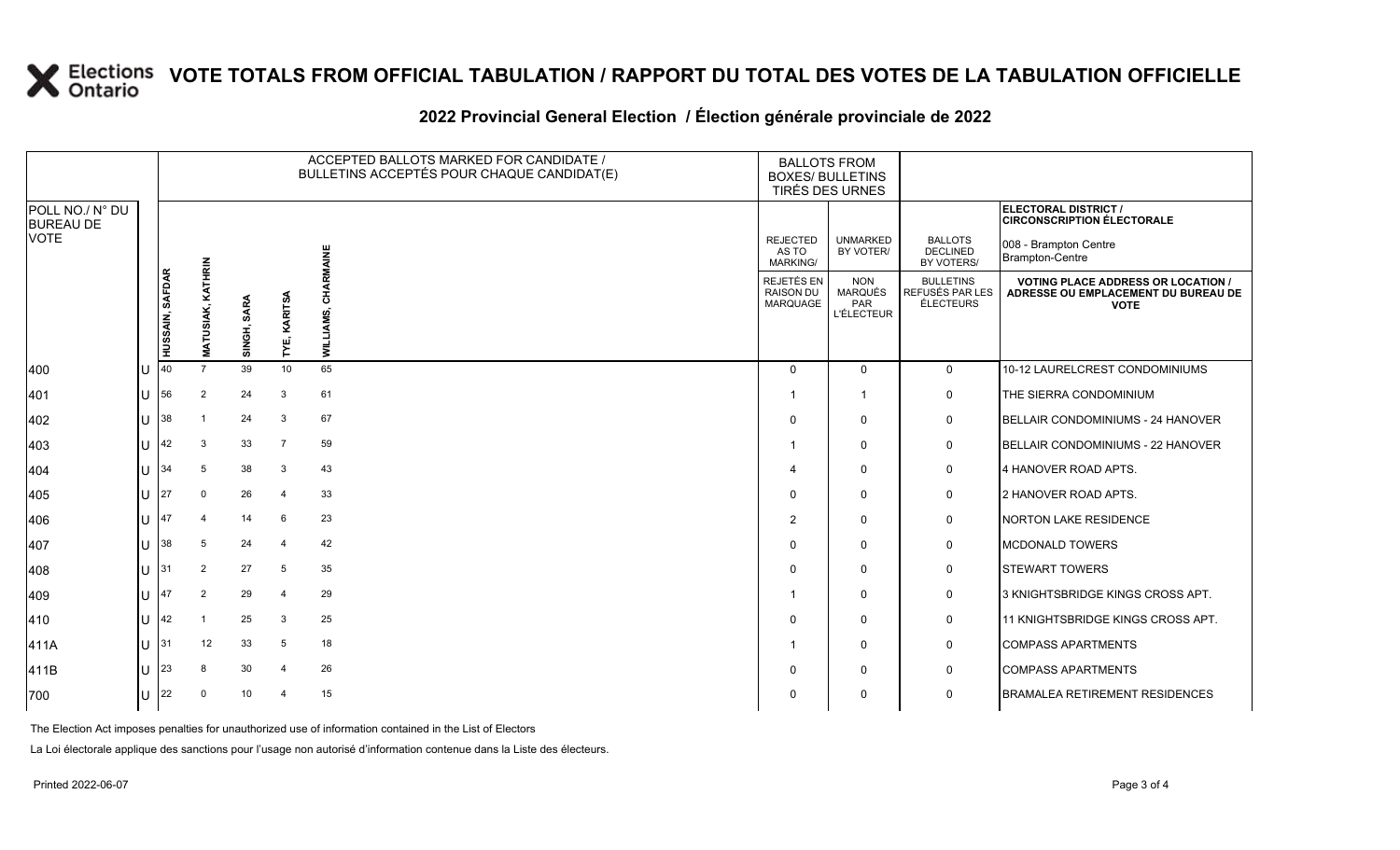# VOTE TOTALS FROM OFFICIAL TABULATION / RAPPORT DU TOTAL DES VOTES DE LA TABULATION OFFICIELLE

## 2022 Provincial General Election / Élection générale provinciale de 2022

ELECTORAL DISTRICT / CIRCONSCRIPTION ÉLECTORALE: 008 - Brampton Centre / Brampton-Centre

| POLL NO./ N° DU BUREAU DE VOTE | | ACCEPTED BALLOTS MARKED FOR CANDIDATE / BULLETINS ACCEPTÉS POUR CHAQUE CANDIDAT(E) | | | | | BALLOTS FROM BOXES/ BULLETINS TIRÉS DES URNES | | | |
|---|---|---|---|---|---|---|---|---|---|---|
| | | HUSSAIN, SAFDAR | MATUSIAK, KATHRIN | SINGH, SARA | TYE, KARITSA | WILLIAMS, CHARMAINE | REJECTED AS TO MARKING/ REJETÉS EN RAISON DU MARQUAGE | UNMARKED BY VOTER/ NON MARQUÉS PAR L'ÉLECTEUR | BALLOTS DECLINED BY VOTERS/ BULLETINS REFUSÉS PAR LES ÉLECTEURS | VOTING PLACE ADDRESS OR LOCATION / ADRESSE OU EMPLACEMENT DU BUREAU DE VOTE |
| 400 | U | 40 | 7 | 39 | 10 | 65 | 0 | 0 | 0 | 10-12 LAURELCREST CONDOMINIUMS |
| 401 | U | 56 | 2 | 24 | 3 | 61 | 1 | 1 | 0 | THE SIERRA CONDOMINIUM |
| 402 | U | 38 | 1 | 24 | 3 | 67 | 0 | 0 | 0 | BELLAIR CONDOMINIUMS - 24 HANOVER |
| 403 | U | 42 | 3 | 33 | 7 | 59 | 1 | 0 | 0 | BELLAIR CONDOMINIUMS - 22 HANOVER |
| 404 | U | 34 | 5 | 38 | 3 | 43 | 4 | 0 | 0 | 4 HANOVER ROAD APTS. |
| 405 | U | 27 | 0 | 26 | 4 | 33 | 0 | 0 | 0 | 2 HANOVER ROAD APTS. |
| 406 | U | 47 | 4 | 14 | 6 | 23 | 2 | 0 | 0 | NORTON LAKE RESIDENCE |
| 407 | U | 38 | 5 | 24 | 4 | 42 | 0 | 0 | 0 | MCDONALD TOWERS |
| 408 | U | 31 | 2 | 27 | 5 | 35 | 0 | 0 | 0 | STEWART TOWERS |
| 409 | U | 47 | 2 | 29 | 4 | 29 | 1 | 0 | 0 | 3 KNIGHTSBRIDGE KINGS CROSS APT. |
| 410 | U | 42 | 1 | 25 | 3 | 25 | 0 | 0 | 0 | 11 KNIGHTSBRIDGE KINGS CROSS APT. |
| 411A | U | 31 | 12 | 33 | 5 | 18 | 1 | 0 | 0 | COMPASS APARTMENTS |
| 411B | U | 23 | 8 | 30 | 4 | 26 | 0 | 0 | 0 | COMPASS APARTMENTS |
| 700 | U | 22 | 0 | 10 | 4 | 15 | 0 | 0 | 0 | BRAMALEA RETIREMENT RESIDENCES |

The Election Act imposes penalties for unauthorized use of information contained in the List of Electors

La Loi électorale applique des sanctions pour l'usage non autorisé d'information contenue dans la Liste des électeurs.

Printed 2022-06-07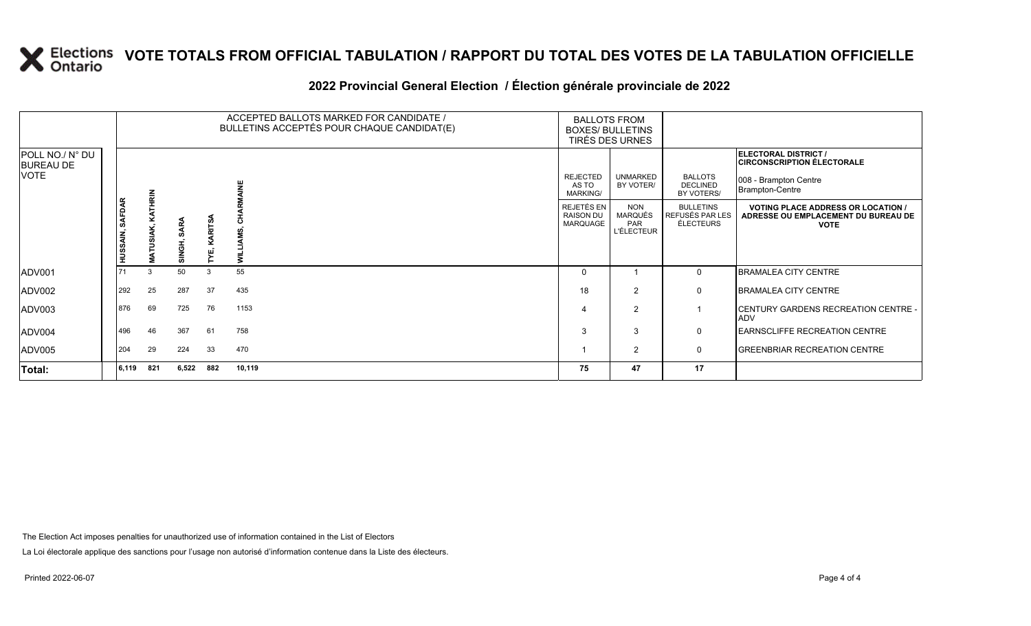# Elections Ontario VOTE TOTALS FROM OFFICIAL TABULATION / RAPPORT DU TOTAL DES VOTES DE LA TABULATION OFFICIELLE

## 2022 Provincial General Election / Élection générale provinciale de 2022

| POLL NO./ N° DU BUREAU DE VOTE | ACCEPTED BALLOTS MARKED FOR CANDIDATE / BULLETINS ACCEPTÉS POUR CHAQUE CANDIDAT(E) | | | | | BALLOTS FROM BOXES/ BULLETINS TIRÉS DES URNES | | | ELECTORAL DISTRICT / CIRCONSCRIPTION ÉLECTORALE 008 - Brampton Centre Brampton-Centre |
|---|---|---|---|---|---|---|---|---|---|
| | HUSSAIN, SAFDAR | MATUSIAK, KATHRIN | SINGH, SARA | TYE, KARITSA | WILLIAMS, CHARMAINE | REJECTED AS TO MARKING/ REJETÉS EN RAISON DU MARQUAGE | UNMARKED BY VOTER/ NON MARQUÉS PAR L'ÉLECTEUR | BALLOTS DECLINED BY VOTERS/ BULLETINS REFUSÉS PAR LES ÉLECTEURS | VOTING PLACE ADDRESS OR LOCATION / ADRESSE OU EMPLACEMENT DU BUREAU DE VOTE |
| ADV001 | 71 | 3 | 50 | 3 | 55 | 0 | 1 | 0 | BRAMALEA CITY CENTRE |
| ADV002 | 292 | 25 | 287 | 37 | 435 | 18 | 2 | 0 | BRAMALEA CITY CENTRE |
| ADV003 | 876 | 69 | 725 | 76 | 1153 | 4 | 2 | 1 | CENTURY GARDENS RECREATION CENTRE - ADV |
| ADV004 | 496 | 46 | 367 | 61 | 758 | 3 | 3 | 0 | EARNSCLIFFE RECREATION CENTRE |
| ADV005 | 204 | 29 | 224 | 33 | 470 | 1 | 2 | 0 | GREENBRIAR RECREATION CENTRE |
| **Total:** | **6,119** | **821** | **6,522** | **882** | **10,119** | **75** | **47** | **17** | |

The Election Act imposes penalties for unauthorized use of information contained in the List of Electors

La Loi électorale applique des sanctions pour l'usage non autorisé d'information contenue dans la Liste des électeurs.

Printed 2022-06-07